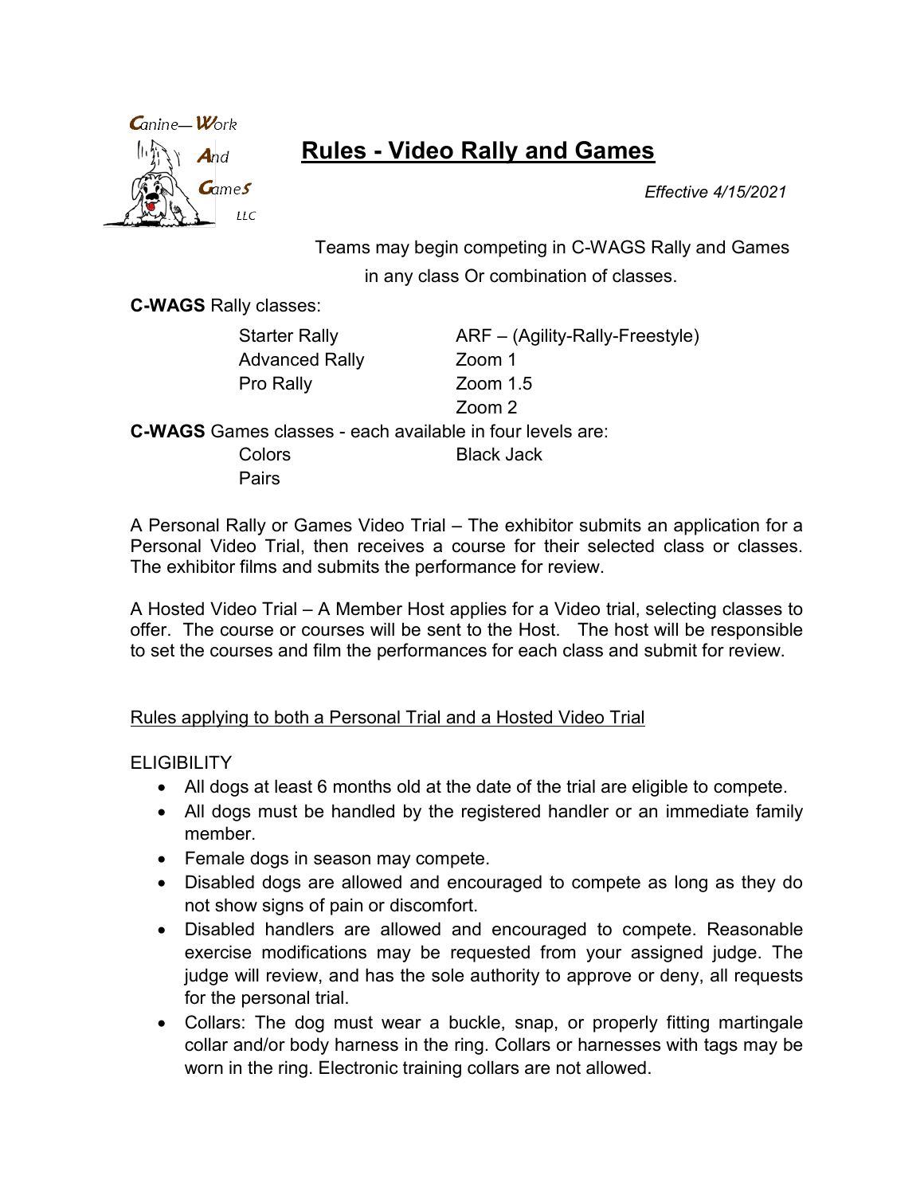Canine—Work And Games LLC

# Rules - Video Rally and Games

*Effective 4/15/2021*

Teams may begin competing in C-WAGS Rally and Games in any class Or combination of classes.

**C-WAGS** Rally classes:

| | |
|---|---|
| Starter Rally | ARF – (Agility-Rally-Freestyle) |
| Advanced Rally | Zoom 1 |
| Pro Rally | Zoom 1.5 |
| | Zoom 2 |

**C-WAGS** Games classes - each available in four levels are:

| | |
|---|---|
| Colors | Black Jack |
| Pairs | |

A Personal Rally or Games Video Trial – The exhibitor submits an application for a Personal Video Trial, then receives a course for their selected class or classes. The exhibitor films and submits the performance for review.

A Hosted Video Trial – A Member Host applies for a Video trial, selecting classes to offer. The course or courses will be sent to the Host. The host will be responsible to set the courses and film the performances for each class and submit for review.

## Rules applying to both a Personal Trial and a Hosted Video Trial

### ELIGIBILITY

- All dogs at least 6 months old at the date of the trial are eligible to compete.
- All dogs must be handled by the registered handler or an immediate family member.
- Female dogs in season may compete.
- Disabled dogs are allowed and encouraged to compete as long as they do not show signs of pain or discomfort.
- Disabled handlers are allowed and encouraged to compete. Reasonable exercise modifications may be requested from your assigned judge. The judge will review, and has the sole authority to approve or deny, all requests for the personal trial.
- Collars: The dog must wear a buckle, snap, or properly fitting martingale collar and/or body harness in the ring. Collars or harnesses with tags may be worn in the ring. Electronic training collars are not allowed.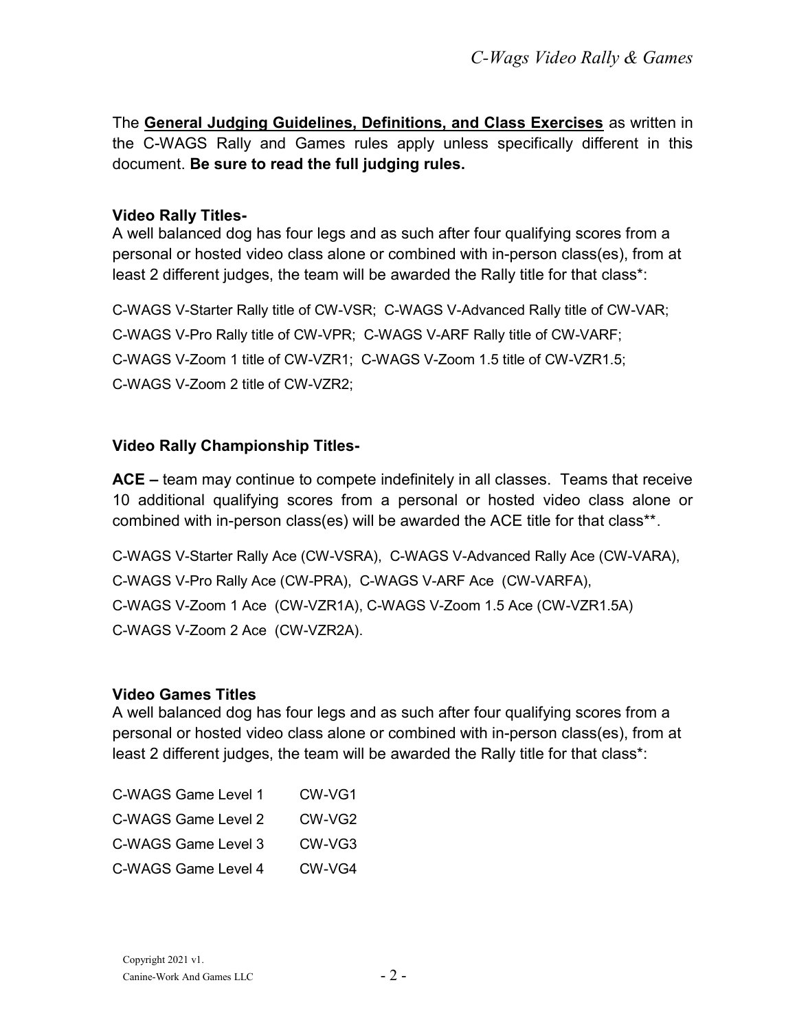The **<u>General Judging Guidelines, Definitions, and Class Exercises</u>** as written in the C-WAGS Rally and Games rules apply unless specifically different in this document. **Be sure to read the full judging rules.**

**Video Rally Titles-**

A well balanced dog has four legs and as such after four qualifying scores from a personal or hosted video class alone or combined with in-person class(es), from at least 2 different judges, the team will be awarded the Rally title for that class*:

C-WAGS V-Starter Rally title of CW-VSR; C-WAGS V-Advanced Rally title of CW-VAR;

C-WAGS V-Pro Rally title of CW-VPR; C-WAGS V-ARF Rally title of CW-VARF;

C-WAGS V-Zoom 1 title of CW-VZR1; C-WAGS V-Zoom 1.5 title of CW-VZR1.5;

C-WAGS V-Zoom 2 title of CW-VZR2;

**Video Rally Championship Titles-**

**ACE –** team may continue to compete indefinitely in all classes. Teams that receive 10 additional qualifying scores from a personal or hosted video class alone or combined with in-person class(es) will be awarded the ACE title for that class**.

C-WAGS V-Starter Rally Ace (CW-VSRA), C-WAGS V-Advanced Rally Ace (CW-VARA),

C-WAGS V-Pro Rally Ace (CW-PRA), C-WAGS V-ARF Ace (CW-VARFA),

C-WAGS V-Zoom 1 Ace (CW-VZR1A), C-WAGS V-Zoom 1.5 Ace (CW-VZR1.5A)

C-WAGS V-Zoom 2 Ace (CW-VZR2A).

**Video Games Titles**

A well balanced dog has four legs and as such after four qualifying scores from a personal or hosted video class alone or combined with in-person class(es), from at least 2 different judges, the team will be awarded the Rally title for that class*:

| | |
|---|---|
| C-WAGS Game Level 1 | CW-VG1 |
| C-WAGS Game Level 2 | CW-VG2 |
| C-WAGS Game Level 3 | CW-VG3 |
| C-WAGS Game Level 4 | CW-VG4 |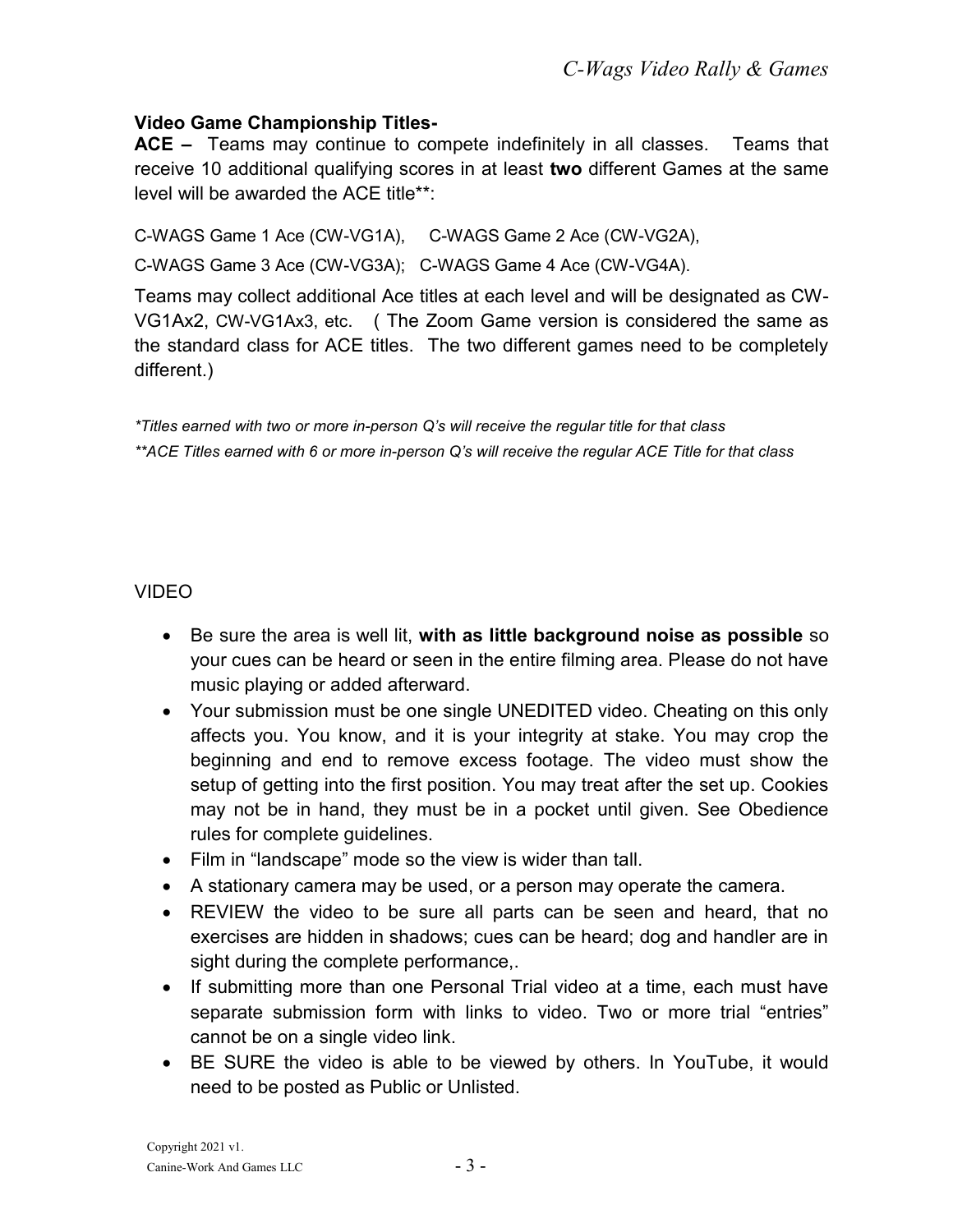**Video Game Championship Titles-**

**ACE –** Teams may continue to compete indefinitely in all classes. Teams that receive 10 additional qualifying scores in at least **two** different Games at the same level will be awarded the ACE title**:

C-WAGS Game 1 Ace (CW-VG1A), C-WAGS Game 2 Ace (CW-VG2A),

C-WAGS Game 3 Ace (CW-VG3A); C-WAGS Game 4 Ace (CW-VG4A).

Teams may collect additional Ace titles at each level and will be designated as CW-VG1Ax2, CW-VG1Ax3, etc. ( The Zoom Game version is considered the same as the standard class for ACE titles. The two different games need to be completely different.)

*\*Titles earned with two or more in-person Q's will receive the regular title for that class*

*\*\*ACE Titles earned with 6 or more in-person Q's will receive the regular ACE Title for that class*

VIDEO

- Be sure the area is well lit, **with as little background noise as possible** so your cues can be heard or seen in the entire filming area. Please do not have music playing or added afterward.
- Your submission must be one single UNEDITED video. Cheating on this only affects you. You know, and it is your integrity at stake. You may crop the beginning and end to remove excess footage. The video must show the setup of getting into the first position. You may treat after the set up. Cookies may not be in hand, they must be in a pocket until given. See Obedience rules for complete guidelines.
- Film in "landscape" mode so the view is wider than tall.
- A stationary camera may be used, or a person may operate the camera.
- REVIEW the video to be sure all parts can be seen and heard, that no exercises are hidden in shadows; cues can be heard; dog and handler are in sight during the complete performance,.
- If submitting more than one Personal Trial video at a time, each must have separate submission form with links to video. Two or more trial "entries" cannot be on a single video link.
- BE SURE the video is able to be viewed by others. In YouTube, it would need to be posted as Public or Unlisted.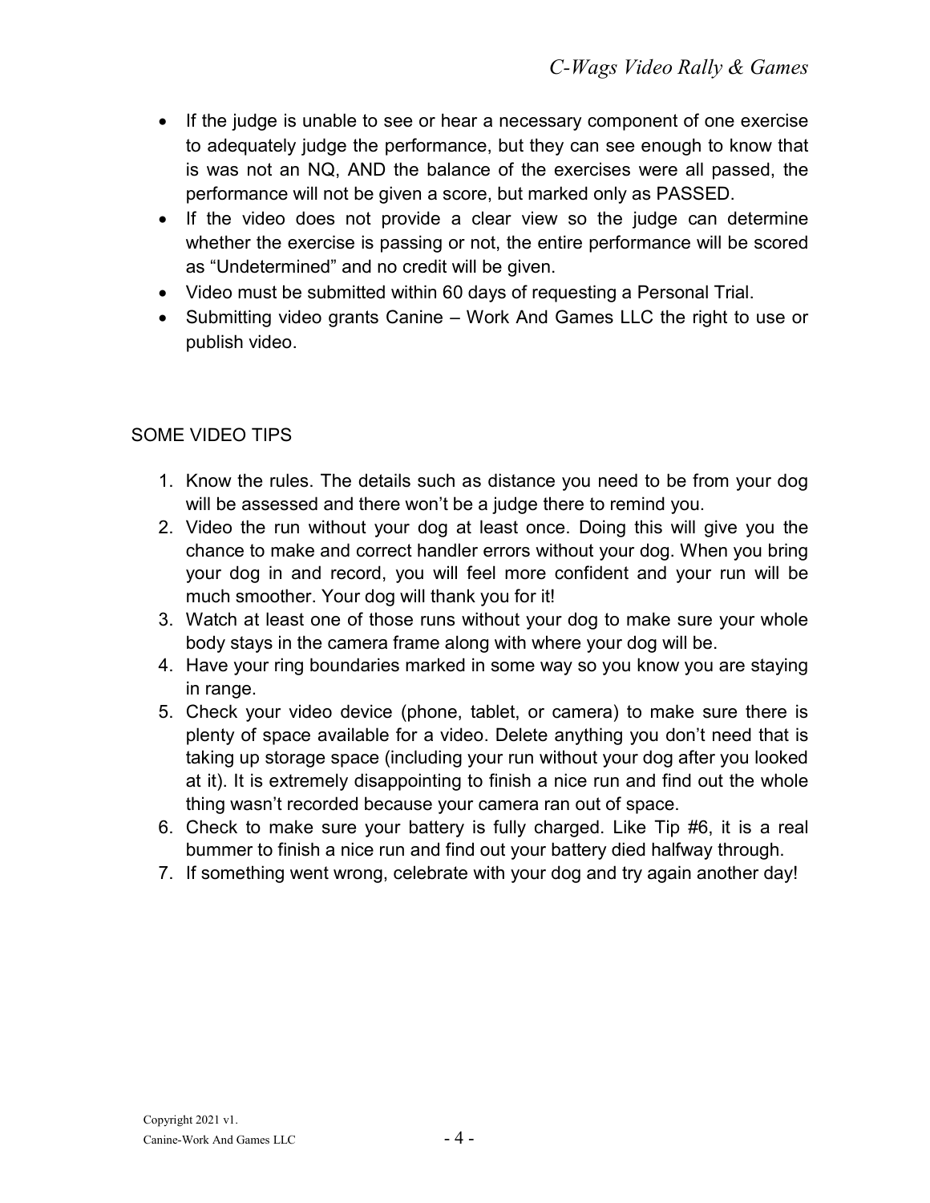- If the judge is unable to see or hear a necessary component of one exercise to adequately judge the performance, but they can see enough to know that is was not an NQ, AND the balance of the exercises were all passed, the performance will not be given a score, but marked only as PASSED.
- If the video does not provide a clear view so the judge can determine whether the exercise is passing or not, the entire performance will be scored as "Undetermined" and no credit will be given.
- Video must be submitted within 60 days of requesting a Personal Trial.
- Submitting video grants Canine – Work And Games LLC the right to use or publish video.

SOME VIDEO TIPS

1. Know the rules. The details such as distance you need to be from your dog will be assessed and there won't be a judge there to remind you.
2. Video the run without your dog at least once. Doing this will give you the chance to make and correct handler errors without your dog. When you bring your dog in and record, you will feel more confident and your run will be much smoother. Your dog will thank you for it!
3. Watch at least one of those runs without your dog to make sure your whole body stays in the camera frame along with where your dog will be.
4. Have your ring boundaries marked in some way so you know you are staying in range.
5. Check your video device (phone, tablet, or camera) to make sure there is plenty of space available for a video. Delete anything you don't need that is taking up storage space (including your run without your dog after you looked at it). It is extremely disappointing to finish a nice run and find out the whole thing wasn't recorded because your camera ran out of space.
6. Check to make sure your battery is fully charged. Like Tip #6, it is a real bummer to finish a nice run and find out your battery died halfway through.
7. If something went wrong, celebrate with your dog and try again another day!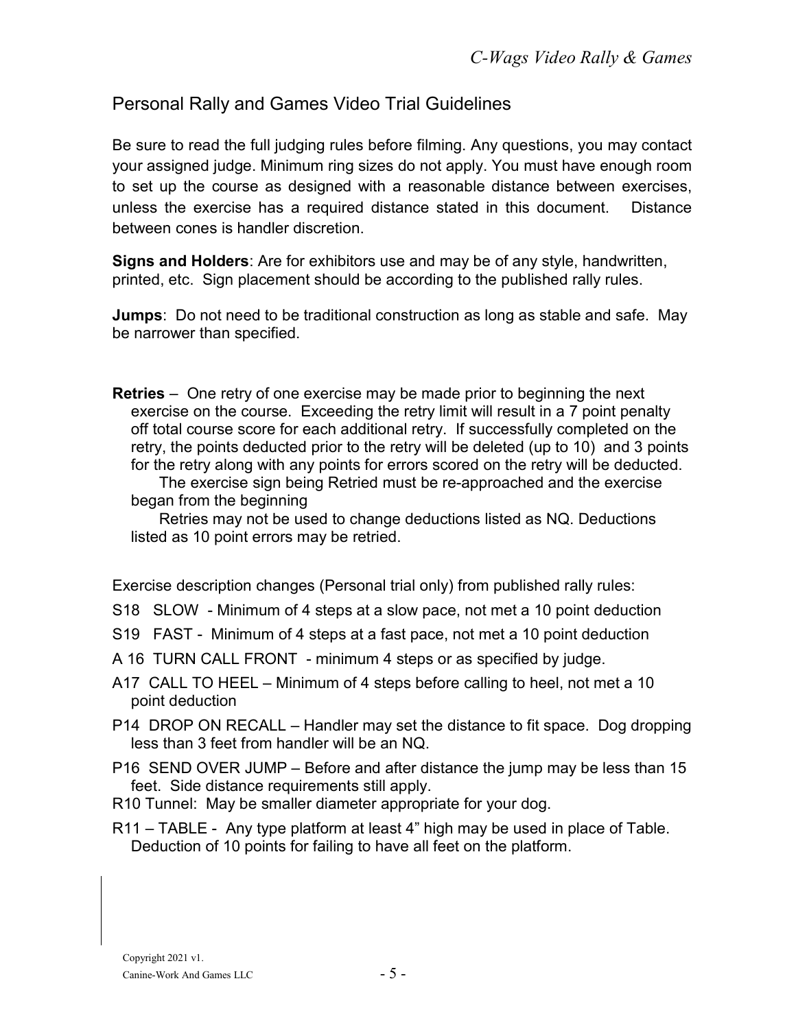## Personal Rally and Games Video Trial Guidelines

Be sure to read the full judging rules before filming. Any questions, you may contact your assigned judge. Minimum ring sizes do not apply. You must have enough room to set up the course as designed with a reasonable distance between exercises, unless the exercise has a required distance stated in this document. Distance between cones is handler discretion.

**Signs and Holders**: Are for exhibitors use and may be of any style, handwritten, printed, etc. Sign placement should be according to the published rally rules.

**Jumps**: Do not need to be traditional construction as long as stable and safe. May be narrower than specified.

**Retries** – One retry of one exercise may be made prior to beginning the next exercise on the course. Exceeding the retry limit will result in a 7 point penalty off total course score for each additional retry. If successfully completed on the retry, the points deducted prior to the retry will be deleted (up to 10) and 3 points for the retry along with any points for errors scored on the retry will be deducted.

The exercise sign being Retried must be re-approached and the exercise began from the beginning

Retries may not be used to change deductions listed as NQ. Deductions listed as 10 point errors may be retried.

Exercise description changes (Personal trial only) from published rally rules:

- S18 SLOW - Minimum of 4 steps at a slow pace, not met a 10 point deduction
- S19 FAST - Minimum of 4 steps at a fast pace, not met a 10 point deduction
- A 16 TURN CALL FRONT - minimum 4 steps or as specified by judge.
- A17 CALL TO HEEL – Minimum of 4 steps before calling to heel, not met a 10 point deduction
- P14 DROP ON RECALL – Handler may set the distance to fit space. Dog dropping less than 3 feet from handler will be an NQ.
- P16 SEND OVER JUMP – Before and after distance the jump may be less than 15 feet. Side distance requirements still apply.
- R10 Tunnel: May be smaller diameter appropriate for your dog.
- R11 – TABLE - Any type platform at least 4" high may be used in place of Table. Deduction of 10 points for failing to have all feet on the platform.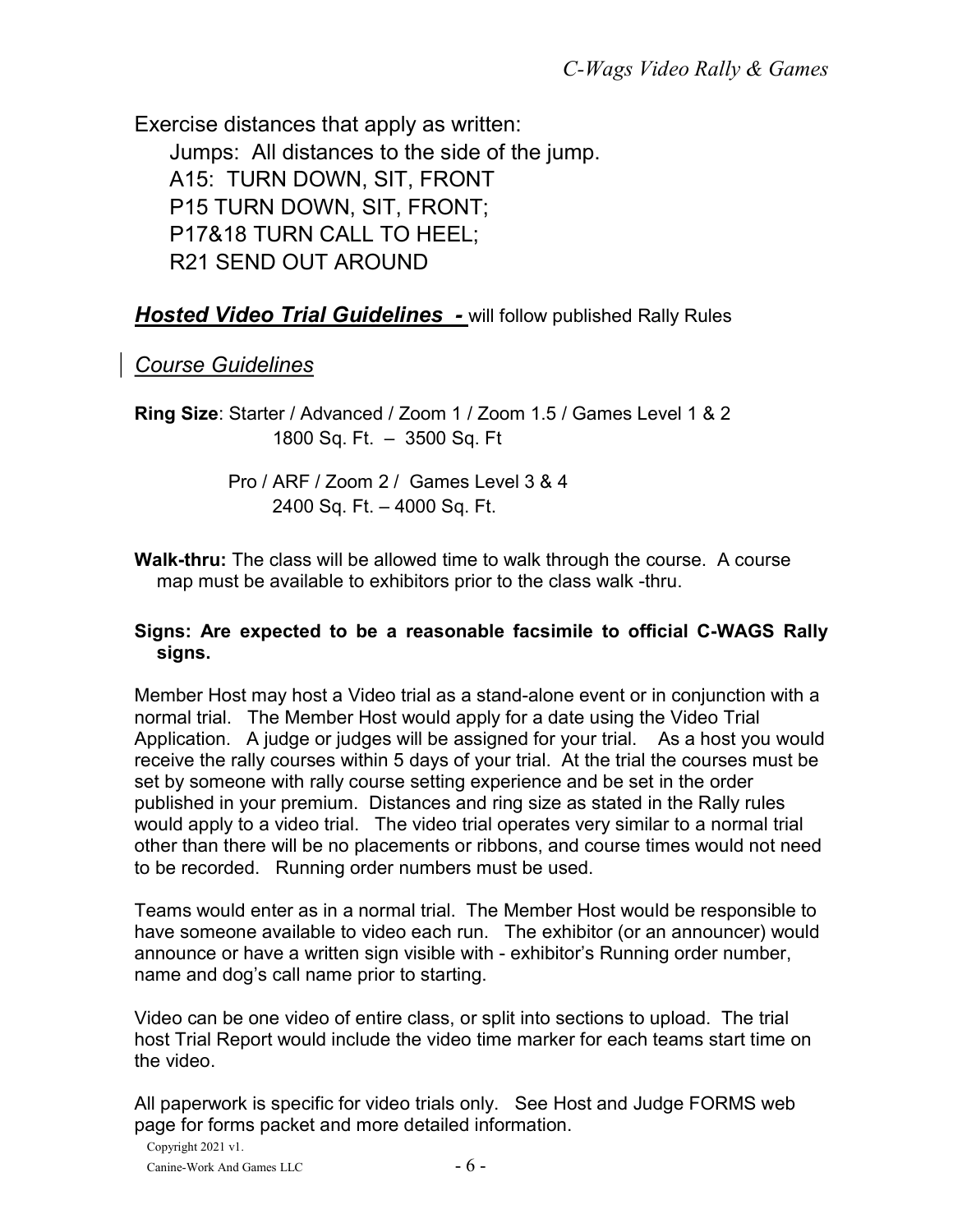Exercise distances that apply as written:

- Jumps: All distances to the side of the jump.
- A15: TURN DOWN, SIT, FRONT
- P15 TURN DOWN, SIT, FRONT;
- P17&18 TURN CALL TO HEEL;
- R21 SEND OUT AROUND

## ***Hosted Video Trial Guidelines -*** will follow published Rally Rules

### *Course Guidelines*

**Ring Size**: Starter / Advanced / Zoom 1 / Zoom 1.5 / Games Level 1 & 2
1800 Sq. Ft. – 3500 Sq. Ft

Pro / ARF / Zoom 2 / Games Level 3 & 4
2400 Sq. Ft. – 4000 Sq. Ft.

**Walk-thru:** The class will be allowed time to walk through the course. A course map must be available to exhibitors prior to the class walk -thru.

**Signs: Are expected to be a reasonable facsimile to official C-WAGS Rally signs.**

Member Host may host a Video trial as a stand-alone event or in conjunction with a normal trial. The Member Host would apply for a date using the Video Trial Application. A judge or judges will be assigned for your trial. As a host you would receive the rally courses within 5 days of your trial. At the trial the courses must be set by someone with rally course setting experience and be set in the order published in your premium. Distances and ring size as stated in the Rally rules would apply to a video trial. The video trial operates very similar to a normal trial other than there will be no placements or ribbons, and course times would not need to be recorded. Running order numbers must be used.

Teams would enter as in a normal trial. The Member Host would be responsible to have someone available to video each run. The exhibitor (or an announcer) would announce or have a written sign visible with - exhibitor's Running order number, name and dog's call name prior to starting.

Video can be one video of entire class, or split into sections to upload. The trial host Trial Report would include the video time marker for each teams start time on the video.

All paperwork is specific for video trials only. See Host and Judge FORMS web page for forms packet and more detailed information.